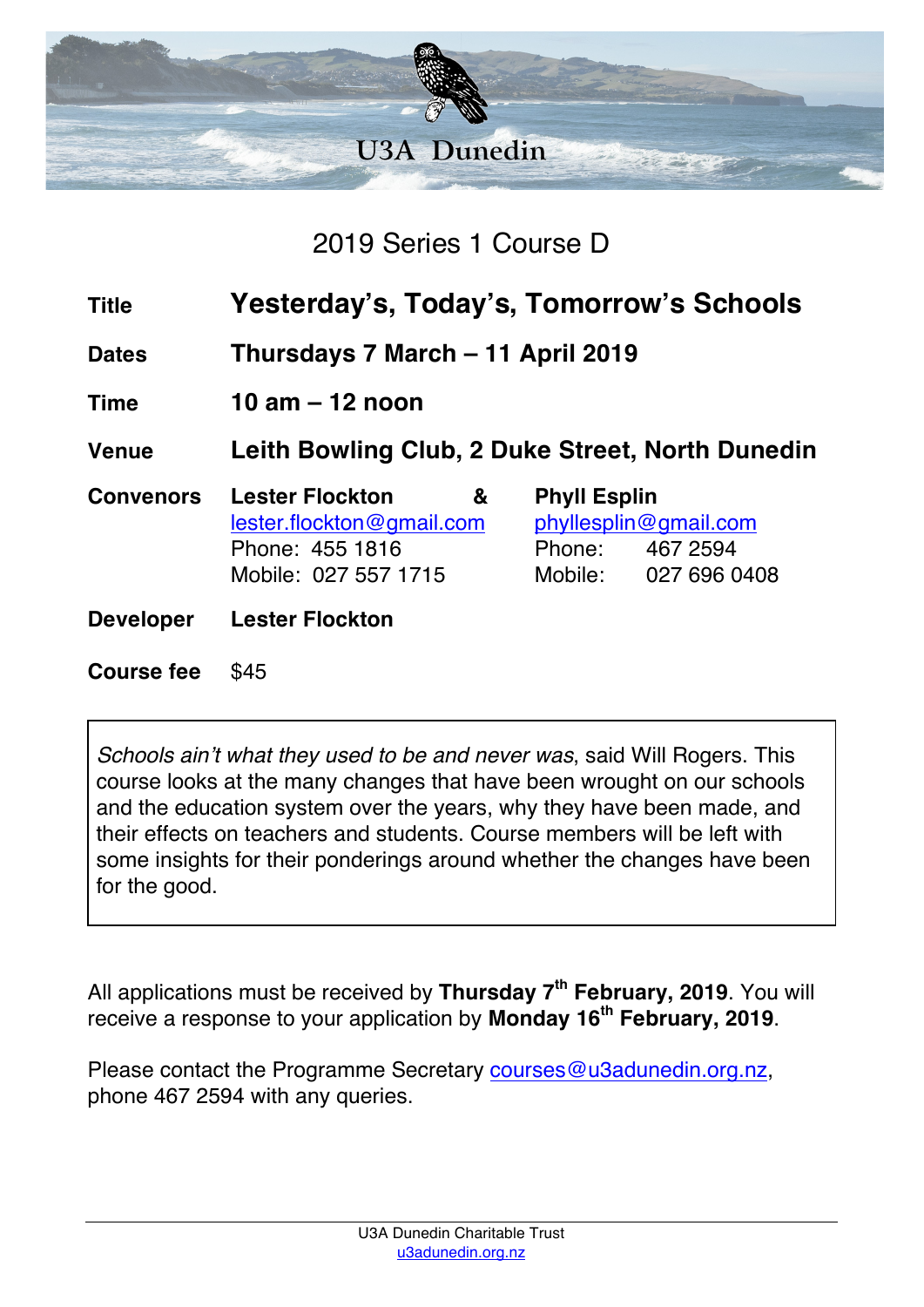U3A Dunedin

## 2019 Series 1 Course D

| | | |
|---|---|---|
| **Title** | **Yesterday's, Today's, Tomorrow's Schools** | |
| **Dates** | **Thursdays 7 March – 11 April 2019** | |
| **Time** | **10 am – 12 noon** | |
| **Venue** | **Leith Bowling Club, 2 Duke Street, North Dunedin** | |
| **Convenors** | **Lester Flockton &**<br>lester.flockton@gmail.com<br>Phone: 455 1816<br>Mobile: 027 557 1715 | **Phyll Esplin**<br>phyllesplin@gmail.com<br>Phone: 467 2594<br>Mobile: 027 696 0408 |
| **Developer** | **Lester Flockton** | |
| **Course fee** | $45 | |

*Schools ain't what they used to be and never was*, said Will Rogers. This course looks at the many changes that have been wrought on our schools and the education system over the years, why they have been made, and their effects on teachers and students. Course members will be left with some insights for their ponderings around whether the changes have been for the good.

All applications must be received by **Thursday 7th February, 2019**. You will receive a response to your application by **Monday 16th February, 2019**.

Please contact the Programme Secretary courses@u3adunedin.org.nz, phone 467 2594 with any queries.

U3A Dunedin Charitable Trust
u3adunedin.org.nz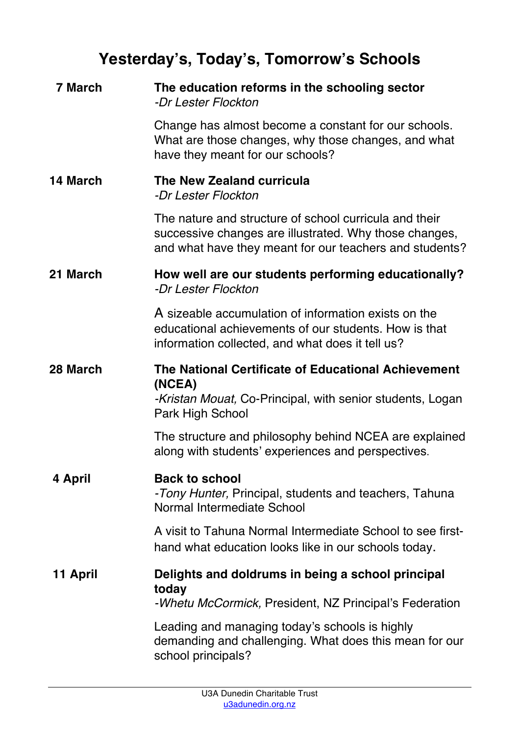# Yesterday's, Today's, Tomorrow's Schools

**7 March**

**The education reforms in the schooling sector**
*-Dr Lester Flockton*

Change has almost become a constant for our schools. What are those changes, why those changes, and what have they meant for our schools?

**14 March**

**The New Zealand curricula**
*-Dr Lester Flockton*

The nature and structure of school curricula and their successive changes are illustrated. Why those changes, and what have they meant for our teachers and students?

**21 March**

**How well are our students performing educationally?**
*-Dr Lester Flockton*

A sizeable accumulation of information exists on the educational achievements of our students. How is that information collected, and what does it tell us?

**28 March**

**The National Certificate of Educational Achievement (NCEA)**
*-Kristan Mouat,* Co-Principal, with senior students, Logan Park High School

The structure and philosophy behind NCEA are explained along with students' experiences and perspectives.

**4 April**

**Back to school**
*-Tony Hunter,* Principal, students and teachers, Tahuna Normal Intermediate School

A visit to Tahuna Normal Intermediate School to see first-hand what education looks like in our schools today.

**11 April**

**Delights and doldrums in being a school principal today**
*-Whetu McCormick,* President, NZ Principal's Federation

Leading and managing today's schools is highly demanding and challenging. What does this mean for our school principals?

U3A Dunedin Charitable Trust
u3adunedin.org.nz